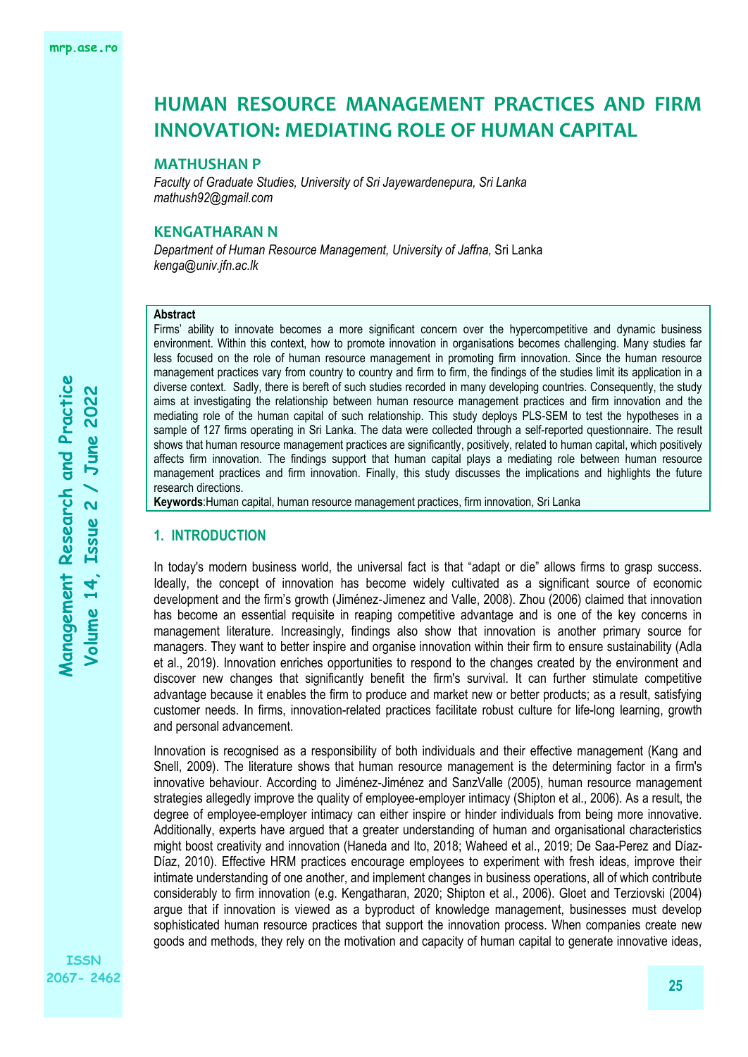# HUMAN RESOURCE MANAGEMENT PRACTICES AND FIRM INNOVATION: MEDIATING ROLE OF HUMAN CAPITAL

## MATHUSHAN P

*Faculty of Graduate Studies, University of Sri Jayewardenepura, Sri Lanka*
*mathush92@gmail.com*

## KENGATHARAN N

*Department of Human Resource Management, University of Jaffna,* Sri Lanka
*kenga@univ.jfn.ac.lk*

**Abstract**

Firms' ability to innovate becomes a more significant concern over the hypercompetitive and dynamic business environment. Within this context, how to promote innovation in organisations becomes challenging. Many studies far less focused on the role of human resource management in promoting firm innovation. Since the human resource management practices vary from country to country and firm to firm, the findings of the studies limit its application in a diverse context. Sadly, there is bereft of such studies recorded in many developing countries. Consequently, the study aims at investigating the relationship between human resource management practices and firm innovation and the mediating role of the human capital of such relationship. This study deploys PLS-SEM to test the hypotheses in a sample of 127 firms operating in Sri Lanka. The data were collected through a self-reported questionnaire. The result shows that human resource management practices are significantly, positively, related to human capital, which positively affects firm innovation. The findings support that human capital plays a mediating role between human resource management practices and firm innovation. Finally, this study discusses the implications and highlights the future research directions.

**Keywords**:Human capital, human resource management practices, firm innovation, Sri Lanka

## 1. INTRODUCTION

In today's modern business world, the universal fact is that "adapt or die" allows firms to grasp success. Ideally, the concept of innovation has become widely cultivated as a significant source of economic development and the firm's growth (Jiménez-Jimenez and Valle, 2008). Zhou (2006) claimed that innovation has become an essential requisite in reaping competitive advantage and is one of the key concerns in management literature. Increasingly, findings also show that innovation is another primary source for managers. They want to better inspire and organise innovation within their firm to ensure sustainability (Adla et al., 2019). Innovation enriches opportunities to respond to the changes created by the environment and discover new changes that significantly benefit the firm's survival. It can further stimulate competitive advantage because it enables the firm to produce and market new or better products; as a result, satisfying customer needs. In firms, innovation-related practices facilitate robust culture for life-long learning, growth and personal advancement.

Innovation is recognised as a responsibility of both individuals and their effective management (Kang and Snell, 2009). The literature shows that human resource management is the determining factor in a firm's innovative behaviour. According to Jiménez-Jiménez and SanzValle (2005), human resource management strategies allegedly improve the quality of employee-employer intimacy (Shipton et al., 2006). As a result, the degree of employee-employer intimacy can either inspire or hinder individuals from being more innovative. Additionally, experts have argued that a greater understanding of human and organisational characteristics might boost creativity and innovation (Haneda and Ito, 2018; Waheed et al., 2019; De Saa-Perez and Díaz-Díaz, 2010). Effective HRM practices encourage employees to experiment with fresh ideas, improve their intimate understanding of one another, and implement changes in business operations, all of which contribute considerably to firm innovation (e.g. Kengatharan, 2020; Shipton et al., 2006). Gloet and Terziovski (2004) argue that if innovation is viewed as a byproduct of knowledge management, businesses must develop sophisticated human resource practices that support the innovation process. When companies create new goods and methods, they rely on the motivation and capacity of human capital to generate innovative ideas,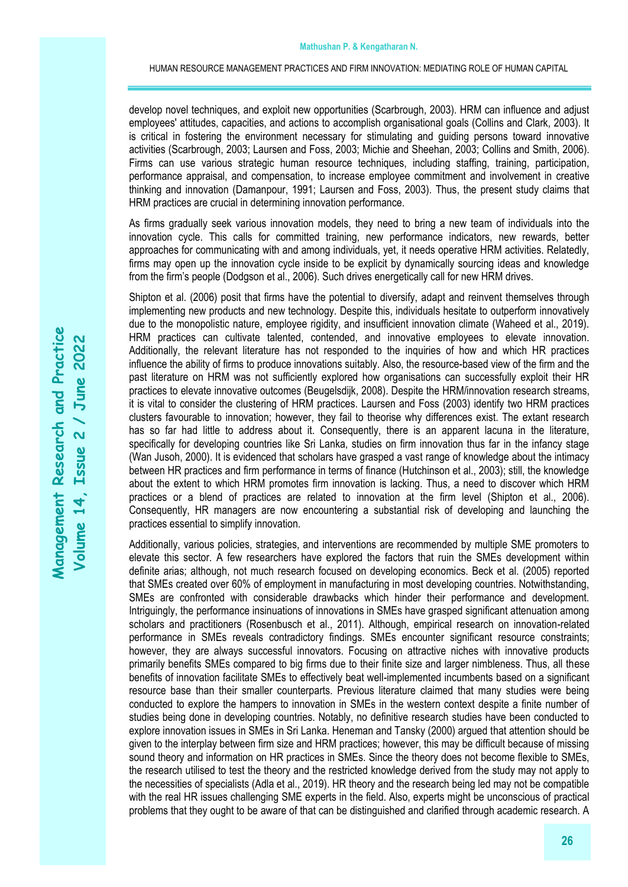develop novel techniques, and exploit new opportunities (Scarbrough, 2003). HRM can influence and adjust employees' attitudes, capacities, and actions to accomplish organisational goals (Collins and Clark, 2003). It is critical in fostering the environment necessary for stimulating and guiding persons toward innovative activities (Scarbrough, 2003; Laursen and Foss, 2003; Michie and Sheehan, 2003; Collins and Smith, 2006). Firms can use various strategic human resource techniques, including staffing, training, participation, performance appraisal, and compensation, to increase employee commitment and involvement in creative thinking and innovation (Damanpour, 1991; Laursen and Foss, 2003). Thus, the present study claims that HRM practices are crucial in determining innovation performance.

As firms gradually seek various innovation models, they need to bring a new team of individuals into the innovation cycle. This calls for committed training, new performance indicators, new rewards, better approaches for communicating with and among individuals, yet, it needs operative HRM activities. Relatedly, firms may open up the innovation cycle inside to be explicit by dynamically sourcing ideas and knowledge from the firm's people (Dodgson et al., 2006). Such drives energetically call for new HRM drives.

Shipton et al. (2006) posit that firms have the potential to diversify, adapt and reinvent themselves through implementing new products and new technology. Despite this, individuals hesitate to outperform innovatively due to the monopolistic nature, employee rigidity, and insufficient innovation climate (Waheed et al., 2019). HRM practices can cultivate talented, contended, and innovative employees to elevate innovation. Additionally, the relevant literature has not responded to the inquiries of how and which HR practices influence the ability of firms to produce innovations suitably. Also, the resource-based view of the firm and the past literature on HRM was not sufficiently explored how organisations can successfully exploit their HR practices to elevate innovative outcomes (Beugelsdijk, 2008). Despite the HRM/innovation research streams, it is vital to consider the clustering of HRM practices. Laursen and Foss (2003) identify two HRM practices clusters favourable to innovation; however, they fail to theorise why differences exist. The extant research has so far had little to address about it. Consequently, there is an apparent lacuna in the literature, specifically for developing countries like Sri Lanka, studies on firm innovation thus far in the infancy stage (Wan Jusoh, 2000). It is evidenced that scholars have grasped a vast range of knowledge about the intimacy between HR practices and firm performance in terms of finance (Hutchinson et al., 2003); still, the knowledge about the extent to which HRM promotes firm innovation is lacking. Thus, a need to discover which HRM practices or a blend of practices are related to innovation at the firm level (Shipton et al., 2006). Consequently, HR managers are now encountering a substantial risk of developing and launching the practices essential to simplify innovation.

Additionally, various policies, strategies, and interventions are recommended by multiple SME promoters to elevate this sector. A few researchers have explored the factors that ruin the SMEs development within definite arias; although, not much research focused on developing economics. Beck et al. (2005) reported that SMEs created over 60% of employment in manufacturing in most developing countries. Notwithstanding, SMEs are confronted with considerable drawbacks which hinder their performance and development. Intriguingly, the performance insinuations of innovations in SMEs have grasped significant attenuation among scholars and practitioners (Rosenbusch et al., 2011). Although, empirical research on innovation-related performance in SMEs reveals contradictory findings. SMEs encounter significant resource constraints; however, they are always successful innovators. Focusing on attractive niches with innovative products primarily benefits SMEs compared to big firms due to their finite size and larger nimbleness. Thus, all these benefits of innovation facilitate SMEs to effectively beat well-implemented incumbents based on a significant resource base than their smaller counterparts. Previous literature claimed that many studies were being conducted to explore the hampers to innovation in SMEs in the western context despite a finite number of studies being done in developing countries. Notably, no definitive research studies have been conducted to explore innovation issues in SMEs in Sri Lanka. Heneman and Tansky (2000) argued that attention should be given to the interplay between firm size and HRM practices; however, this may be difficult because of missing sound theory and information on HR practices in SMEs. Since the theory does not become flexible to SMEs, the research utilised to test the theory and the restricted knowledge derived from the study may not apply to the necessities of specialists (Adla et al., 2019). HR theory and the research being led may not be compatible with the real HR issues challenging SME experts in the field. Also, experts might be unconscious of practical problems that they ought to be aware of that can be distinguished and clarified through academic research. A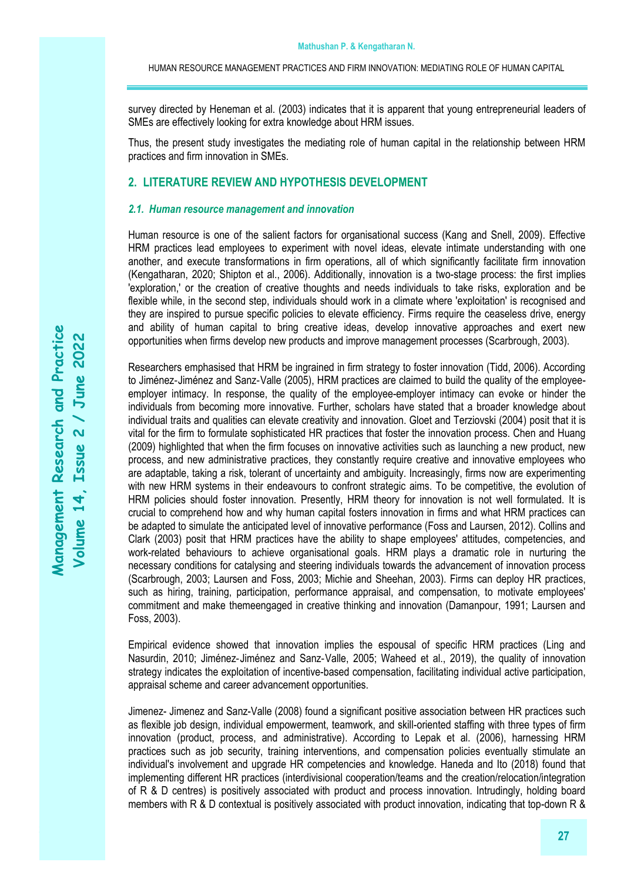survey directed by Heneman et al. (2003) indicates that it is apparent that young entrepreneurial leaders of SMEs are effectively looking for extra knowledge about HRM issues.

Thus, the present study investigates the mediating role of human capital in the relationship between HRM practices and firm innovation in SMEs.

## 2. LITERATURE REVIEW AND HYPOTHESIS DEVELOPMENT

### *2.1. Human resource management and innovation*

Human resource is one of the salient factors for organisational success (Kang and Snell, 2009). Effective HRM practices lead employees to experiment with novel ideas, elevate intimate understanding with one another, and execute transformations in firm operations, all of which significantly facilitate firm innovation (Kengatharan, 2020; Shipton et al., 2006). Additionally, innovation is a two-stage process: the first implies 'exploration,' or the creation of creative thoughts and needs individuals to take risks, exploration and be flexible while, in the second step, individuals should work in a climate where 'exploitation' is recognised and they are inspired to pursue specific policies to elevate efficiency. Firms require the ceaseless drive, energy and ability of human capital to bring creative ideas, develop innovative approaches and exert new opportunities when firms develop new products and improve management processes (Scarbrough, 2003).

Researchers emphasised that HRM be ingrained in firm strategy to foster innovation (Tidd, 2006). According to Jiménez-Jiménez and Sanz-Valle (2005), HRM practices are claimed to build the quality of the employee-employer intimacy. In response, the quality of the employee-employer intimacy can evoke or hinder the individuals from becoming more innovative. Further, scholars have stated that a broader knowledge about individual traits and qualities can elevate creativity and innovation. Gloet and Terziovski (2004) posit that it is vital for the firm to formulate sophisticated HR practices that foster the innovation process. Chen and Huang (2009) highlighted that when the firm focuses on innovative activities such as launching a new product, new process, and new administrative practices, they constantly require creative and innovative employees who are adaptable, taking a risk, tolerant of uncertainty and ambiguity. Increasingly, firms now are experimenting with new HRM systems in their endeavours to confront strategic aims. To be competitive, the evolution of HRM policies should foster innovation. Presently, HRM theory for innovation is not well formulated. It is crucial to comprehend how and why human capital fosters innovation in firms and what HRM practices can be adapted to simulate the anticipated level of innovative performance (Foss and Laursen, 2012). Collins and Clark (2003) posit that HRM practices have the ability to shape employees' attitudes, competencies, and work-related behaviours to achieve organisational goals. HRM plays a dramatic role in nurturing the necessary conditions for catalysing and steering individuals towards the advancement of innovation process (Scarbrough, 2003; Laursen and Foss, 2003; Michie and Sheehan, 2003). Firms can deploy HR practices, such as hiring, training, participation, performance appraisal, and compensation, to motivate employees' commitment and make themeengaged in creative thinking and innovation (Damanpour, 1991; Laursen and Foss, 2003).

Empirical evidence showed that innovation implies the espousal of specific HRM practices (Ling and Nasurdin, 2010; Jiménez-Jiménez and Sanz-Valle, 2005; Waheed et al., 2019), the quality of innovation strategy indicates the exploitation of incentive-based compensation, facilitating individual active participation, appraisal scheme and career advancement opportunities.

Jimenez- Jimenez and Sanz-Valle (2008) found a significant positive association between HR practices such as flexible job design, individual empowerment, teamwork, and skill-oriented staffing with three types of firm innovation (product, process, and administrative). According to Lepak et al. (2006), harnessing HRM practices such as job security, training interventions, and compensation policies eventually stimulate an individual's involvement and upgrade HR competencies and knowledge. Haneda and Ito (2018) found that implementing different HR practices (interdivisional cooperation/teams and the creation/relocation/integration of R & D centres) is positively associated with product and process innovation. Intrudingly, holding board members with R & D contextual is positively associated with product innovation, indicating that top-down R &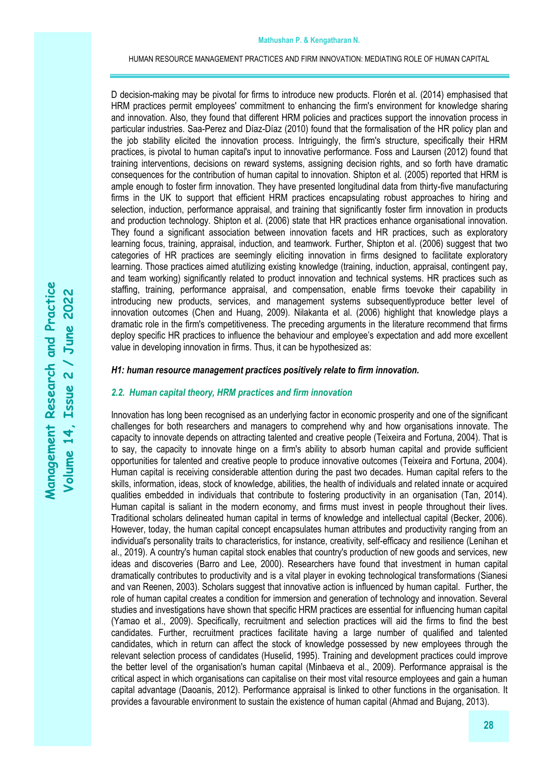D decision-making may be pivotal for firms to introduce new products. Florén et al. (2014) emphasised that HRM practices permit employees' commitment to enhancing the firm's environment for knowledge sharing and innovation. Also, they found that different HRM policies and practices support the innovation process in particular industries. Saa-Perez and Díaz-Díaz (2010) found that the formalisation of the HR policy plan and the job stability elicited the innovation process. Intriguingly, the firm's structure, specifically their HRM practices, is pivotal to human capital's input to innovative performance. Foss and Laursen (2012) found that training interventions, decisions on reward systems, assigning decision rights, and so forth have dramatic consequences for the contribution of human capital to innovation. Shipton et al. (2005) reported that HRM is ample enough to foster firm innovation. They have presented longitudinal data from thirty-five manufacturing firms in the UK to support that efficient HRM practices encapsulating robust approaches to hiring and selection, induction, performance appraisal, and training that significantly foster firm innovation in products and production technology. Shipton et al. (2006) state that HR practices enhance organisational innovation. They found a significant association between innovation facets and HR practices, such as exploratory learning focus, training, appraisal, induction, and teamwork. Further, Shipton et al. (2006) suggest that two categories of HR practices are seemingly eliciting innovation in firms designed to facilitate exploratory learning. Those practices aimed atutilizing existing knowledge (training, induction, appraisal, contingent pay, and team working) significantly related to product innovation and technical systems. HR practices such as staffing, training, performance appraisal, and compensation, enable firms toevoke their capability in introducing new products, services, and management systems subsequentlyproduce better level of innovation outcomes (Chen and Huang, 2009). Nilakanta et al. (2006) highlight that knowledge plays a dramatic role in the firm's competitiveness. The preceding arguments in the literature recommend that firms deploy specific HR practices to influence the behaviour and employee's expectation and add more excellent value in developing innovation in firms. Thus, it can be hypothesized as:

***H1: human resource management practices positively relate to firm innovation.***

### *2.2. Human capital theory, HRM practices and firm innovation*

Innovation has long been recognised as an underlying factor in economic prosperity and one of the significant challenges for both researchers and managers to comprehend why and how organisations innovate. The capacity to innovate depends on attracting talented and creative people (Teixeira and Fortuna, 2004). That is to say, the capacity to innovate hinge on a firm's ability to absorb human capital and provide sufficient opportunities for talented and creative people to produce innovative outcomes (Teixeira and Fortuna, 2004). Human capital is receiving considerable attention during the past two decades. Human capital refers to the skills, information, ideas, stock of knowledge, abilities, the health of individuals and related innate or acquired qualities embedded in individuals that contribute to fostering productivity in an organisation (Tan, 2014). Human capital is saliant in the modern economy, and firms must invest in people throughout their lives. Traditional scholars delineated human capital in terms of knowledge and intellectual capital (Becker, 2006). However, today, the human capital concept encapsulates human attributes and productivity ranging from an individual's personality traits to characteristics, for instance, creativity, self-efficacy and resilience (Lenihan et al., 2019). A country's human capital stock enables that country's production of new goods and services, new ideas and discoveries (Barro and Lee, 2000). Researchers have found that investment in human capital dramatically contributes to productivity and is a vital player in evoking technological transformations (Sianesi and van Reenen, 2003). Scholars suggest that innovative action is influenced by human capital. Further, the role of human capital creates a condition for immersion and generation of technology and innovation. Several studies and investigations have shown that specific HRM practices are essential for influencing human capital (Yamao et al., 2009). Specifically, recruitment and selection practices will aid the firms to find the best candidates. Further, recruitment practices facilitate having a large number of qualified and talented candidates, which in return can affect the stock of knowledge possessed by new employees through the relevant selection process of candidates (Huselid, 1995). Training and development practices could improve the better level of the organisation's human capital (Minbaeva et al., 2009). Performance appraisal is the critical aspect in which organisations can capitalise on their most vital resource employees and gain a human capital advantage (Daoanis, 2012). Performance appraisal is linked to other functions in the organisation. It provides a favourable environment to sustain the existence of human capital (Ahmad and Bujang, 2013).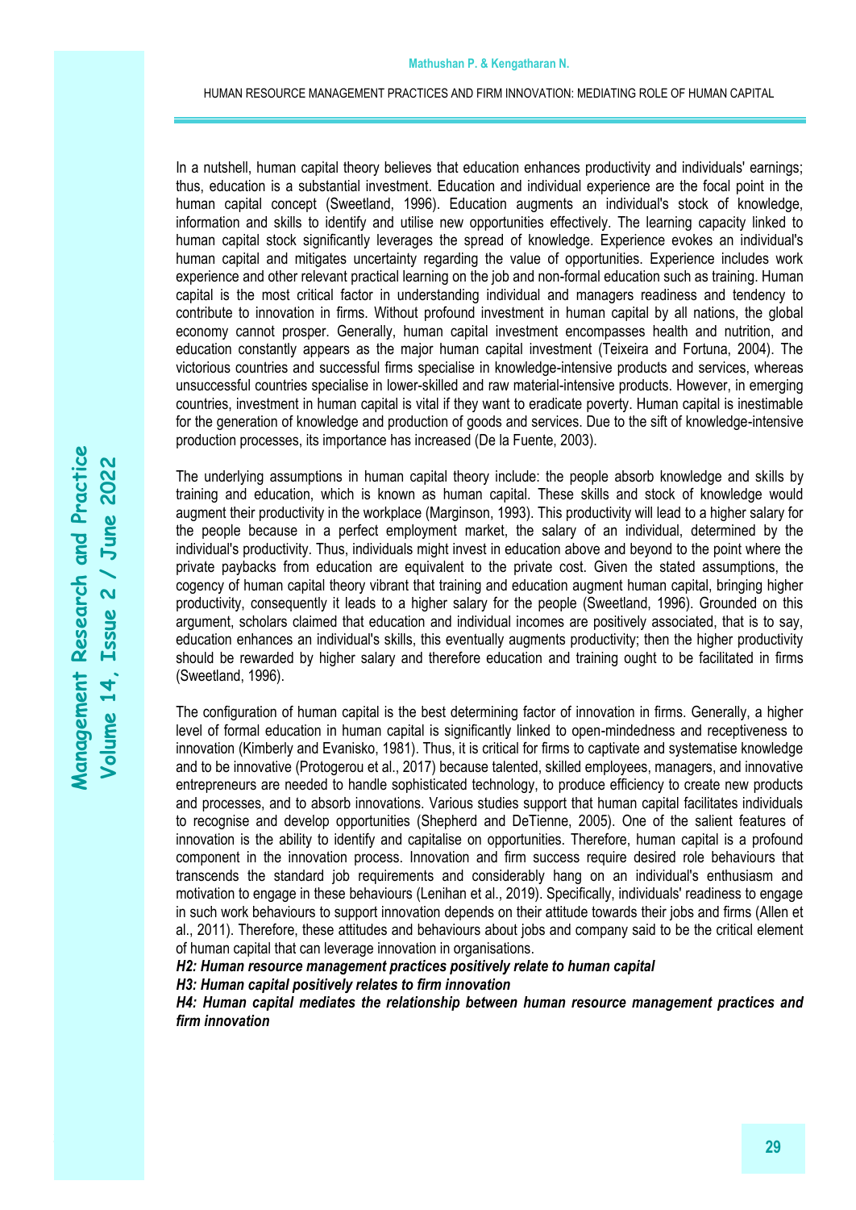In a nutshell, human capital theory believes that education enhances productivity and individuals' earnings; thus, education is a substantial investment. Education and individual experience are the focal point in the human capital concept (Sweetland, 1996). Education augments an individual's stock of knowledge, information and skills to identify and utilise new opportunities effectively. The learning capacity linked to human capital stock significantly leverages the spread of knowledge. Experience evokes an individual's human capital and mitigates uncertainty regarding the value of opportunities. Experience includes work experience and other relevant practical learning on the job and non-formal education such as training. Human capital is the most critical factor in understanding individual and managers readiness and tendency to contribute to innovation in firms. Without profound investment in human capital by all nations, the global economy cannot prosper. Generally, human capital investment encompasses health and nutrition, and education constantly appears as the major human capital investment (Teixeira and Fortuna, 2004). The victorious countries and successful firms specialise in knowledge-intensive products and services, whereas unsuccessful countries specialise in lower-skilled and raw material-intensive products. However, in emerging countries, investment in human capital is vital if they want to eradicate poverty. Human capital is inestimable for the generation of knowledge and production of goods and services. Due to the sift of knowledge-intensive production processes, its importance has increased (De la Fuente, 2003).

The underlying assumptions in human capital theory include: the people absorb knowledge and skills by training and education, which is known as human capital. These skills and stock of knowledge would augment their productivity in the workplace (Marginson, 1993). This productivity will lead to a higher salary for the people because in a perfect employment market, the salary of an individual, determined by the individual's productivity. Thus, individuals might invest in education above and beyond to the point where the private paybacks from education are equivalent to the private cost. Given the stated assumptions, the cogency of human capital theory vibrant that training and education augment human capital, bringing higher productivity, consequently it leads to a higher salary for the people (Sweetland, 1996). Grounded on this argument, scholars claimed that education and individual incomes are positively associated, that is to say, education enhances an individual's skills, this eventually augments productivity; then the higher productivity should be rewarded by higher salary and therefore education and training ought to be facilitated in firms (Sweetland, 1996).

The configuration of human capital is the best determining factor of innovation in firms. Generally, a higher level of formal education in human capital is significantly linked to open-mindedness and receptiveness to innovation (Kimberly and Evanisko, 1981). Thus, it is critical for firms to captivate and systematise knowledge and to be innovative (Protogerou et al., 2017) because talented, skilled employees, managers, and innovative entrepreneurs are needed to handle sophisticated technology, to produce efficiency to create new products and processes, and to absorb innovations. Various studies support that human capital facilitates individuals to recognise and develop opportunities (Shepherd and DeTienne, 2005). One of the salient features of innovation is the ability to identify and capitalise on opportunities. Therefore, human capital is a profound component in the innovation process. Innovation and firm success require desired role behaviours that transcends the standard job requirements and considerably hang on an individual's enthusiasm and motivation to engage in these behaviours (Lenihan et al., 2019). Specifically, individuals' readiness to engage in such work behaviours to support innovation depends on their attitude towards their jobs and firms (Allen et al., 2011). Therefore, these attitudes and behaviours about jobs and company said to be the critical element of human capital that can leverage innovation in organisations.

***H2: Human resource management practices positively relate to human capital***

***H3: Human capital positively relates to firm innovation***

***H4: Human capital mediates the relationship between human resource management practices and firm innovation***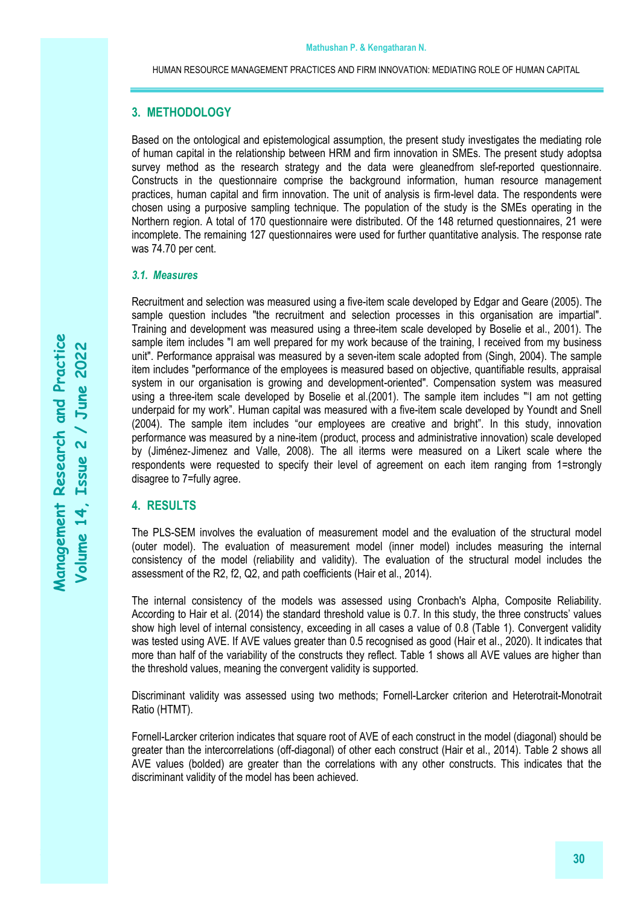## 3. METHODOLOGY

Based on the ontological and epistemological assumption, the present study investigates the mediating role of human capital in the relationship between HRM and firm innovation in SMEs. The present study adoptsa survey method as the research strategy and the data were gleanedfrom slef-reported questionnaire. Constructs in the questionnaire comprise the background information, human resource management practices, human capital and firm innovation. The unit of analysis is firm-level data. The respondents were chosen using a purposive sampling technique. The population of the study is the SMEs operating in the Northern region. A total of 170 questionnaire were distributed. Of the 148 returned questionnaires, 21 were incomplete. The remaining 127 questionnaires were used for further quantitative analysis. The response rate was 74.70 per cent.

### *3.1. Measures*

Recruitment and selection was measured using a five-item scale developed by Edgar and Geare (2005). The sample question includes "the recruitment and selection processes in this organisation are impartial". Training and development was measured using a three-item scale developed by Boselie et al., 2001). The sample item includes "I am well prepared for my work because of the training, I received from my business unit". Performance appraisal was measured by a seven-item scale adopted from (Singh, 2004). The sample item includes "performance of the employees is measured based on objective, quantifiable results, appraisal system in our organisation is growing and development-oriented". Compensation system was measured using a three-item scale developed by Boselie et al.(2001). The sample item includes "'I am not getting underpaid for my work". Human capital was measured with a five-item scale developed by Youndt and Snell (2004). The sample item includes "our employees are creative and bright". In this study, innovation performance was measured by a nine-item (product, process and administrative innovation) scale developed by (Jiménez-Jimenez and Valle, 2008). The all iterms were measured on a Likert scale where the respondents were requested to specify their level of agreement on each item ranging from 1=strongly disagree to 7=fully agree.

## 4. RESULTS

The PLS-SEM involves the evaluation of measurement model and the evaluation of the structural model (outer model). The evaluation of measurement model (inner model) includes measuring the internal consistency of the model (reliability and validity). The evaluation of the structural model includes the assessment of the R2, f2, Q2, and path coefficients (Hair et al., 2014).

The internal consistency of the models was assessed using Cronbach's Alpha, Composite Reliability. According to Hair et al. (2014) the standard threshold value is 0.7. In this study, the three constructs' values show high level of internal consistency, exceeding in all cases a value of 0.8 (Table 1). Convergent validity was tested using AVE. If AVE values greater than 0.5 recognised as good (Hair et al., 2020). It indicates that more than half of the variability of the constructs they reflect. Table 1 shows all AVE values are higher than the threshold values, meaning the convergent validity is supported.

Discriminant validity was assessed using two methods; Fornell-Larcker criterion and Heterotrait-Monotrait Ratio (HTMT).

Fornell-Larcker criterion indicates that square root of AVE of each construct in the model (diagonal) should be greater than the intercorrelations (off-diagonal) of other each construct (Hair et al., 2014). Table 2 shows all AVE values (bolded) are greater than the correlations with any other constructs. This indicates that the discriminant validity of the model has been achieved.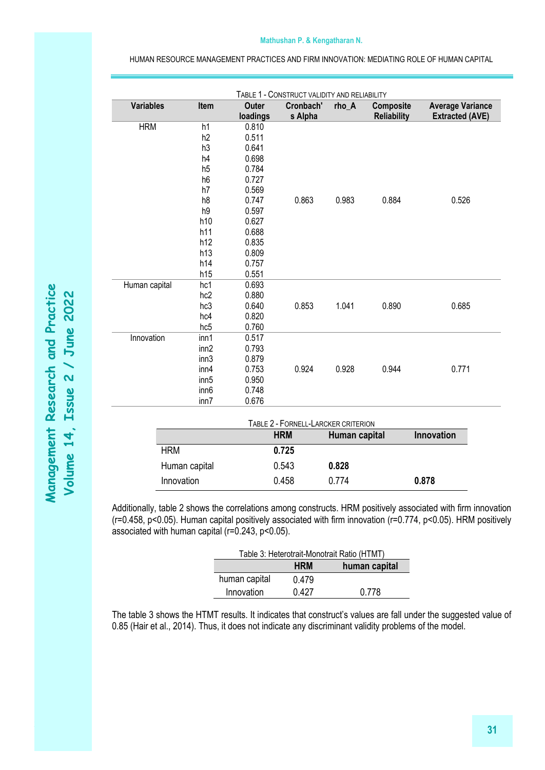TABLE 1 - CONSTRUCT VALIDITY AND RELIABILITY

| Variables | Item | Outer loadings | Cronbach's Alpha | rho_A | Composite Reliability | Average Variance Extracted (AVE) |
|---|---|---|---|---|---|---|
| HRM | h1 | 0.810 | 0.863 | 0.983 | 0.884 | 0.526 |
| | h2 | 0.511 | | | | |
| | h3 | 0.641 | | | | |
| | h4 | 0.698 | | | | |
| | h5 | 0.784 | | | | |
| | h6 | 0.727 | | | | |
| | h7 | 0.569 | | | | |
| | h8 | 0.747 | | | | |
| | h9 | 0.597 | | | | |
| | h10 | 0.627 | | | | |
| | h11 | 0.688 | | | | |
| | h12 | 0.835 | | | | |
| | h13 | 0.809 | | | | |
| | h14 | 0.757 | | | | |
| | h15 | 0.551 | | | | |
| Human capital | hc1 | 0.693 | 0.853 | 1.041 | 0.890 | 0.685 |
| | hc2 | 0.880 | | | | |
| | hc3 | 0.640 | | | | |
| | hc4 | 0.820 | | | | |
| | hc5 | 0.760 | | | | |
| Innovation | inn1 | 0.517 | 0.924 | 0.928 | 0.944 | 0.771 |
| | inn2 | 0.793 | | | | |
| | inn3 | 0.879 | | | | |
| | inn4 | 0.753 | | | | |
| | inn5 | 0.950 | | | | |
| | inn6 | 0.748 | | | | |
| | inn7 | 0.676 | | | | |

TABLE 2 - FORNELL-LARCKER CRITERION

| | HRM | Human capital | Innovation |
|---|---|---|---|
| HRM | **0.725** | | |
| Human capital | 0.543 | **0.828** | |
| Innovation | 0.458 | 0.774 | **0.878** |

Additionally, table 2 shows the correlations among constructs. HRM positively associated with firm innovation ($r=0.458$, $p<0.05$). Human capital positively associated with firm innovation ($r=0.774$, $p<0.05$). HRM positively associated with human capital ($r=0.243$, $p<0.05$).

Table 3: Heterotrait-Monotrait Ratio (HTMT)

| | HRM | human capital |
|---|---|---|
| human capital | 0.479 | |
| Innovation | 0.427 | 0.778 |

The table 3 shows the HTMT results. It indicates that construct's values are fall under the suggested value of 0.85 (Hair et al., 2014). Thus, it does not indicate any discriminant validity problems of the model.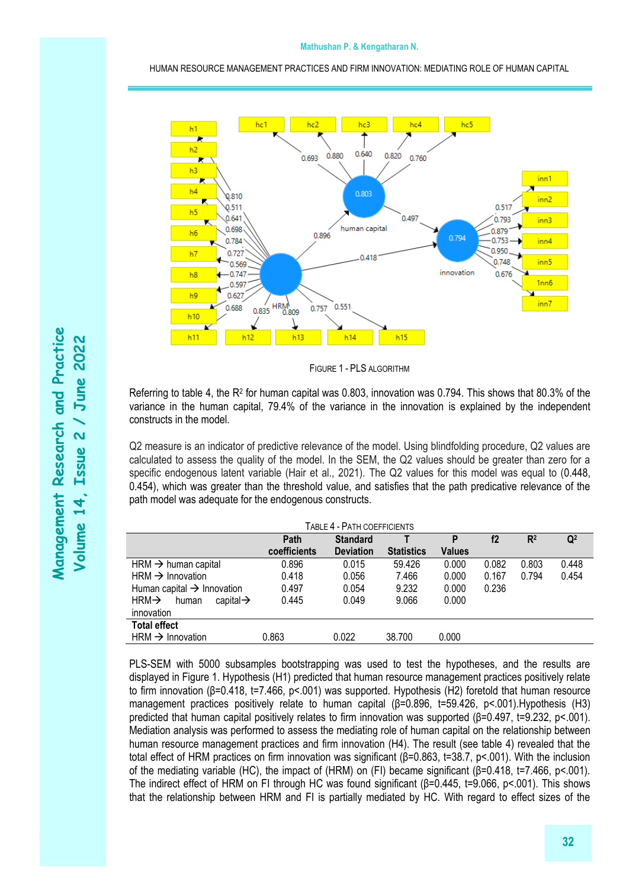Figure 1 - PLS Algorithm

Referring to table 4, the $R^2$ for human capital was 0.803, innovation was 0.794. This shows that 80.3% of the variance in the human capital, 79.4% of the variance in the innovation is explained by the independent constructs in the model.

Q2 measure is an indicator of predictive relevance of the model. Using blindfolding procedure, Q2 values are calculated to assess the quality of the model. In the SEM, the Q2 values should be greater than zero for a specific endogenous latent variable (Hair et al., 2021). The Q2 values for this model was equal to (0.448, 0.454), which was greater than the threshold value, and satisfies that the path predicative relevance of the path model was adequate for the endogenous constructs.

Table 4 - Path coefficients

| | Path coefficients | Standard Deviation | T Statistics | P Values | f2 | $R^2$ | $Q^2$ |
|---|---|---|---|---|---|---|---|
| HRM → human capital | 0.896 | 0.015 | 59.426 | 0.000 | 0.082 | 0.803 | 0.448 |
| HRM → Innovation | 0.418 | 0.056 | 7.466 | 0.000 | 0.167 | 0.794 | 0.454 |
| Human capital → Innovation | 0.497 | 0.054 | 9.232 | 0.000 | 0.236 | | |
| HRM→ human capital→ innovation | 0.445 | 0.049 | 9.066 | 0.000 | | | |
| **Total effect** | | | | | | | |
| HRM → Innovation | 0.863 | 0.022 | 38.700 | 0.000 | | | |

PLS-SEM with 5000 subsamples bootstrapping was used to test the hypotheses, and the results are displayed in Figure 1. Hypothesis (H1) predicted that human resource management practices positively relate to firm innovation (β=0.418, t=7.466, p<.001) was supported. Hypothesis (H2) foretold that human resource management practices positively relate to human capital (β=0.896, t=59.426, p<.001).Hypothesis (H3) predicted that human capital positively relates to firm innovation was supported (β=0.497, t=9.232, p<.001). Mediation analysis was performed to assess the mediating role of human capital on the relationship between human resource management practices and firm innovation (H4). The result (see table 4) revealed that the total effect of HRM practices on firm innovation was significant (β=0.863, t=38.7, p<.001). With the inclusion of the mediating variable (HC), the impact of (HRM) on (FI) became significant (β=0.418, t=7.466, p<.001). The indirect effect of HRM on FI through HC was found significant (β=0.445, t=9.066, p<.001). This shows that the relationship between HRM and FI is partially mediated by HC. With regard to effect sizes of the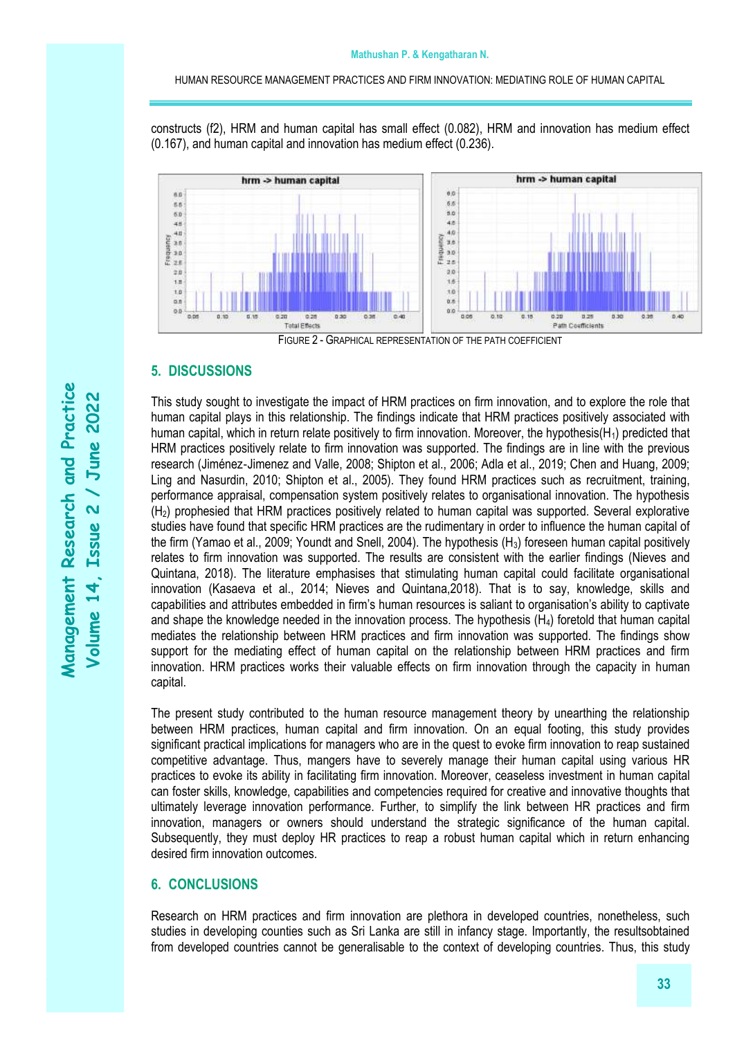constructs (f2), HRM and human capital has small effect (0.082), HRM and innovation has medium effect (0.167), and human capital and innovation has medium effect (0.236).

FIGURE 2 - GRAPHICAL REPRESENTATION OF THE PATH COEFFICIENT

## 5. DISCUSSIONS

This study sought to investigate the impact of HRM practices on firm innovation, and to explore the role that human capital plays in this relationship. The findings indicate that HRM practices positively associated with human capital, which in return relate positively to firm innovation. Moreover, the hypothesis($H_1$) predicted that HRM practices positively relate to firm innovation was supported. The findings are in line with the previous research (Jiménez-Jimenez and Valle, 2008; Shipton et al., 2006; Adla et al., 2019; Chen and Huang, 2009; Ling and Nasurdin, 2010; Shipton et al., 2005). They found HRM practices such as recruitment, training, performance appraisal, compensation system positively relates to organisational innovation. The hypothesis ($H_2$) prophesied that HRM practices positively related to human capital was supported. Several explorative studies have found that specific HRM practices are the rudimentary in order to influence the human capital of the firm (Yamao et al., 2009; Youndt and Snell, 2004). The hypothesis ($H_3$) foreseen human capital positively relates to firm innovation was supported. The results are consistent with the earlier findings (Nieves and Quintana, 2018). The literature emphasises that stimulating human capital could facilitate organisational innovation (Kasaeva et al., 2014; Nieves and Quintana,2018). That is to say, knowledge, skills and capabilities and attributes embedded in firm's human resources is saliant to organisation's ability to captivate and shape the knowledge needed in the innovation process. The hypothesis ($H_4$) foretold that human capital mediates the relationship between HRM practices and firm innovation was supported. The findings show support for the mediating effect of human capital on the relationship between HRM practices and firm innovation. HRM practices works their valuable effects on firm innovation through the capacity in human capital.

The present study contributed to the human resource management theory by unearthing the relationship between HRM practices, human capital and firm innovation. On an equal footing, this study provides significant practical implications for managers who are in the quest to evoke firm innovation to reap sustained competitive advantage. Thus, mangers have to severely manage their human capital using various HR practices to evoke its ability in facilitating firm innovation. Moreover, ceaseless investment in human capital can foster skills, knowledge, capabilities and competencies required for creative and innovative thoughts that ultimately leverage innovation performance. Further, to simplify the link between HR practices and firm innovation, managers or owners should understand the strategic significance of the human capital. Subsequently, they must deploy HR practices to reap a robust human capital which in return enhancing desired firm innovation outcomes.

## 6. CONCLUSIONS

Research on HRM practices and firm innovation are plethora in developed countries, nonetheless, such studies in developing counties such as Sri Lanka are still in infancy stage. Importantly, the resultsobtained from developed countries cannot be generalisable to the context of developing countries. Thus, this study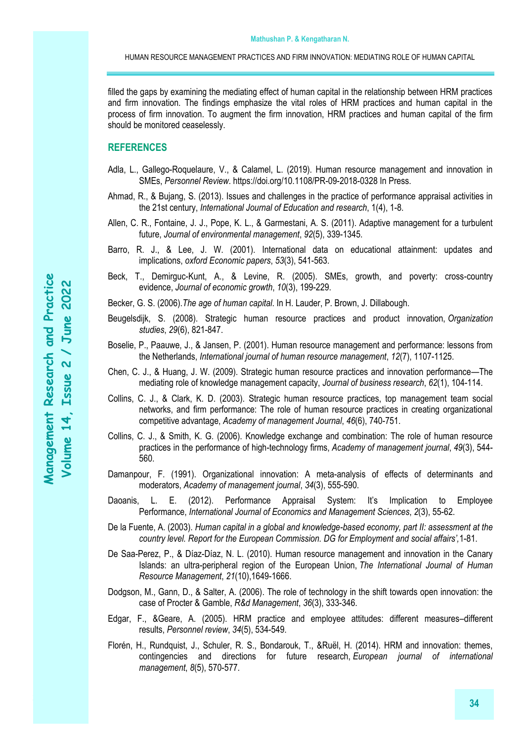filled the gaps by examining the mediating effect of human capital in the relationship between HRM practices and firm innovation. The findings emphasize the vital roles of HRM practices and human capital in the process of firm innovation. To augment the firm innovation, HRM practices and human capital of the firm should be monitored ceaselessly.

## REFERENCES

Adla, L., Gallego-Roquelaure, V., & Calamel, L. (2019). Human resource management and innovation in SMEs, *Personnel Review*. https://doi.org/10.1108/PR-09-2018-0328 In Press.

Ahmad, R., & Bujang, S. (2013). Issues and challenges in the practice of performance appraisal activities in the 21st century, *International Journal of Education and research*, 1(4), 1-8.

Allen, C. R., Fontaine, J. J., Pope, K. L., & Garmestani, A. S. (2011). Adaptive management for a turbulent future, *Journal of environmental management*, *92*(5), 339-1345.

Barro, R. J., & Lee, J. W. (2001). International data on educational attainment: updates and implications, *oxford Economic papers*, *53*(3), 541-563.

Beck, T., Demirguc-Kunt, A., & Levine, R. (2005). SMEs, growth, and poverty: cross-country evidence, *Journal of economic growth*, *10*(3), 199-229.

Becker, G. S. (2006).*The age of human capital*. In H. Lauder, P. Brown, J. Dillabough.

Beugelsdijk, S. (2008). Strategic human resource practices and product innovation, *Organization studies*, *29*(6), 821-847.

Boselie, P., Paauwe, J., & Jansen, P. (2001). Human resource management and performance: lessons from the Netherlands, *International journal of human resource management*, *12*(7), 1107-1125.

Chen, C. J., & Huang, J. W. (2009). Strategic human resource practices and innovation performance—The mediating role of knowledge management capacity, *Journal of business research*, *62*(1), 104-114.

Collins, C. J., & Clark, K. D. (2003). Strategic human resource practices, top management team social networks, and firm performance: The role of human resource practices in creating organizational competitive advantage, *Academy of management Journal*, *46*(6), 740-751.

Collins, C. J., & Smith, K. G. (2006). Knowledge exchange and combination: The role of human resource practices in the performance of high-technology firms, *Academy of management journal*, *49*(3), 544-560.

Damanpour, F. (1991). Organizational innovation: A meta-analysis of effects of determinants and moderators, *Academy of management journal*, *34*(3), 555-590.

Daoanis, L. E. (2012). Performance Appraisal System: It's Implication to Employee Performance, *International Journal of Economics and Management Sciences*, *2*(3), 55-62.

De la Fuente, A. (2003). *Human capital in a global and knowledge-based economy, part II: assessment at the country level. Report for the European Commission. DG for Employment and social affairs'*,1-81.

De Saa-Perez, P., & Díaz-Díaz, N. L. (2010). Human resource management and innovation in the Canary Islands: an ultra-peripheral region of the European Union, *The International Journal of Human Resource Management*, *21*(10),1649-1666.

Dodgson, M., Gann, D., & Salter, A. (2006). The role of technology in the shift towards open innovation: the case of Procter & Gamble, *R&d Management*, *36*(3), 333-346.

Edgar, F., &Geare, A. (2005). HRM practice and employee attitudes: different measures–different results, *Personnel review*, *34*(5), 534-549.

Florén, H., Rundquist, J., Schuler, R. S., Bondarouk, T., &Ruël, H. (2014). HRM and innovation: themes, contingencies and directions for future research, *European journal of international management*, *8*(5), 570-577.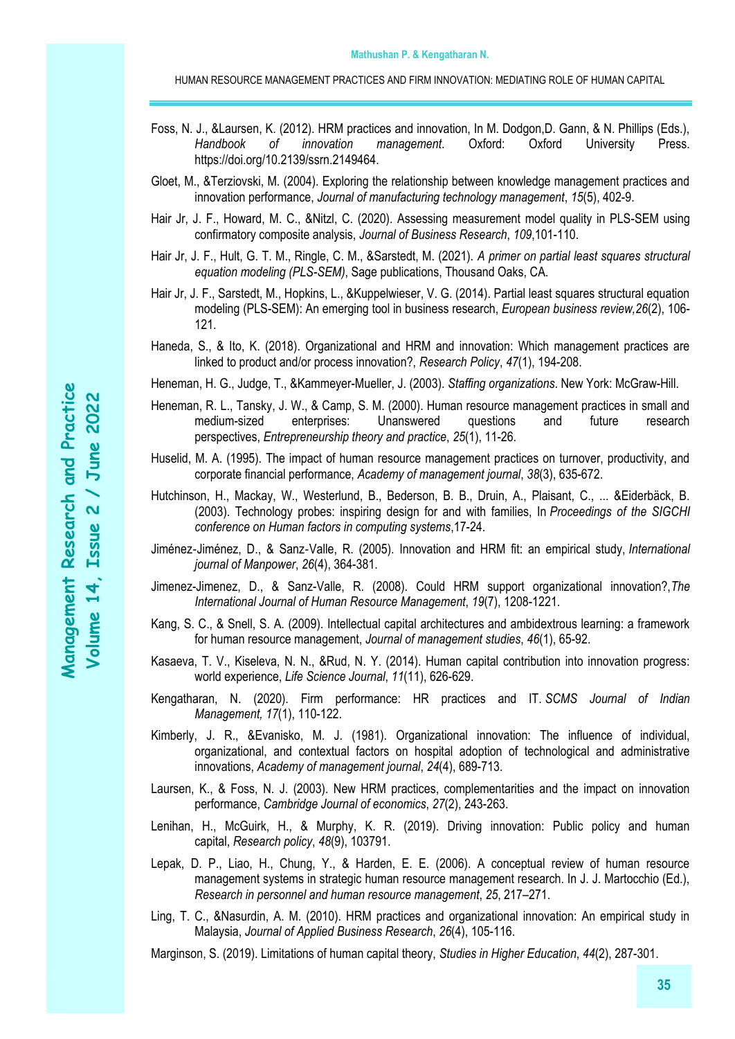Foss, N. J., &Laursen, K. (2012). HRM practices and innovation, In M. Dodgon,D. Gann, & N. Phillips (Eds.), *Handbook of innovation management*. Oxford: Oxford University Press. https://doi.org/10.2139/ssrn.2149464.

Gloet, M., &Terziovski, M. (2004). Exploring the relationship between knowledge management practices and innovation performance, *Journal of manufacturing technology management*, *15*(5), 402-9.

Hair Jr, J. F., Howard, M. C., &Nitzl, C. (2020). Assessing measurement model quality in PLS-SEM using confirmatory composite analysis, *Journal of Business Research*, *109*,101-110.

Hair Jr, J. F., Hult, G. T. M., Ringle, C. M., &Sarstedt, M. (2021). *A primer on partial least squares structural equation modeling (PLS-SEM)*, Sage publications, Thousand Oaks, CA.

Hair Jr, J. F., Sarstedt, M., Hopkins, L., &Kuppelwieser, V. G. (2014). Partial least squares structural equation modeling (PLS-SEM): An emerging tool in business research, *European business review,26*(2), 106-121.

Haneda, S., & Ito, K. (2018). Organizational and HRM and innovation: Which management practices are linked to product and/or process innovation?, *Research Policy*, *47*(1), 194-208.

Heneman, H. G., Judge, T., &Kammeyer-Mueller, J. (2003). *Staffing organizations*. New York: McGraw-Hill.

Heneman, R. L., Tansky, J. W., & Camp, S. M. (2000). Human resource management practices in small and medium-sized enterprises: Unanswered questions and future research perspectives, *Entrepreneurship theory and practice*, *25*(1), 11-26.

Huselid, M. A. (1995). The impact of human resource management practices on turnover, productivity, and corporate financial performance, *Academy of management journal*, *38*(3), 635-672.

Hutchinson, H., Mackay, W., Westerlund, B., Bederson, B. B., Druin, A., Plaisant, C., ... &Eiderbäck, B. (2003). Technology probes: inspiring design for and with families, In *Proceedings of the SIGCHI conference on Human factors in computing systems*,17-24.

Jiménez-Jiménez, D., & Sanz-Valle, R. (2005). Innovation and HRM fit: an empirical study, *International journal of Manpower*, *26*(4), 364-381.

Jimenez-Jimenez, D., & Sanz-Valle, R. (2008). Could HRM support organizational innovation?,*The International Journal of Human Resource Management*, *19*(7), 1208-1221.

Kang, S. C., & Snell, S. A. (2009). Intellectual capital architectures and ambidextrous learning: a framework for human resource management, *Journal of management studies*, *46*(1), 65-92.

Kasaeva, T. V., Kiseleva, N. N., &Rud, N. Y. (2014). Human capital contribution into innovation progress: world experience, *Life Science Journal*, *11*(11), 626-629.

Kengatharan, N. (2020). Firm performance: HR practices and IT. *SCMS Journal of Indian Management, 17*(1), 110-122.

Kimberly, J. R., &Evanisko, M. J. (1981). Organizational innovation: The influence of individual, organizational, and contextual factors on hospital adoption of technological and administrative innovations, *Academy of management journal*, *24*(4), 689-713.

Laursen, K., & Foss, N. J. (2003). New HRM practices, complementarities and the impact on innovation performance, *Cambridge Journal of economics*, *27*(2), 243-263.

Lenihan, H., McGuirk, H., & Murphy, K. R. (2019). Driving innovation: Public policy and human capital, *Research policy*, *48*(9), 103791.

Lepak, D. P., Liao, H., Chung, Y., & Harden, E. E. (2006). A conceptual review of human resource management systems in strategic human resource management research. In J. J. Martocchio (Ed.), *Research in personnel and human resource management*, *25*, 217–271.

Ling, T. C., &Nasurdin, A. M. (2010). HRM practices and organizational innovation: An empirical study in Malaysia, *Journal of Applied Business Research*, *26*(4), 105-116.

Marginson, S. (2019). Limitations of human capital theory, *Studies in Higher Education*, *44*(2), 287-301.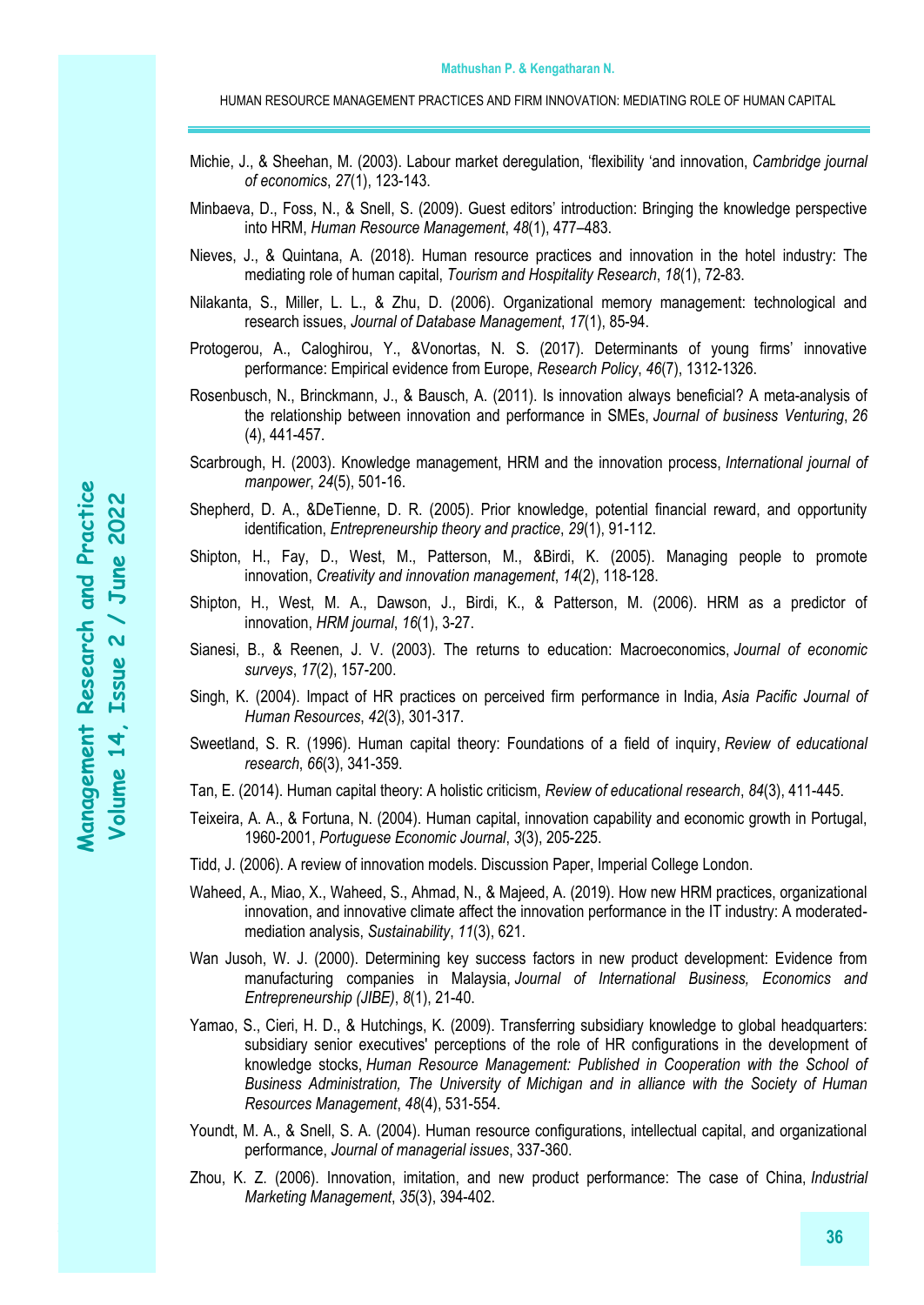Michie, J., & Sheehan, M. (2003). Labour market deregulation, 'flexibility 'and innovation, *Cambridge journal of economics*, *27*(1), 123-143.

Minbaeva, D., Foss, N., & Snell, S. (2009). Guest editors' introduction: Bringing the knowledge perspective into HRM, *Human Resource Management*, *48*(1), 477–483.

Nieves, J., & Quintana, A. (2018). Human resource practices and innovation in the hotel industry: The mediating role of human capital, *Tourism and Hospitality Research*, *18*(1), 72-83.

Nilakanta, S., Miller, L. L., & Zhu, D. (2006). Organizational memory management: technological and research issues, *Journal of Database Management*, *17*(1), 85-94.

Protogerou, A., Caloghirou, Y., &Vonortas, N. S. (2017). Determinants of young firms' innovative performance: Empirical evidence from Europe, *Research Policy*, *46*(7), 1312-1326.

Rosenbusch, N., Brinckmann, J., & Bausch, A. (2011). Is innovation always beneficial? A meta-analysis of the relationship between innovation and performance in SMEs, *Journal of business Venturing*, *26* (4), 441-457.

Scarbrough, H. (2003). Knowledge management, HRM and the innovation process, *International journal of manpower*, *24*(5), 501-16.

Shepherd, D. A., &DeTienne, D. R. (2005). Prior knowledge, potential financial reward, and opportunity identification, *Entrepreneurship theory and practice*, *29*(1), 91-112.

Shipton, H., Fay, D., West, M., Patterson, M., &Birdi, K. (2005). Managing people to promote innovation, *Creativity and innovation management*, *14*(2), 118-128.

Shipton, H., West, M. A., Dawson, J., Birdi, K., & Patterson, M. (2006). HRM as a predictor of innovation, *HRM journal*, *16*(1), 3-27.

Sianesi, B., & Reenen, J. V. (2003). The returns to education: Macroeconomics, *Journal of economic surveys*, *17*(2), 157-200.

Singh, K. (2004). Impact of HR practices on perceived firm performance in India, *Asia Pacific Journal of Human Resources*, *42*(3), 301-317.

Sweetland, S. R. (1996). Human capital theory: Foundations of a field of inquiry, *Review of educational research*, *66*(3), 341-359.

Tan, E. (2014). Human capital theory: A holistic criticism, *Review of educational research*, *84*(3), 411-445.

Teixeira, A. A., & Fortuna, N. (2004). Human capital, innovation capability and economic growth in Portugal, 1960-2001, *Portuguese Economic Journal*, *3*(3), 205-225.

Tidd, J. (2006). A review of innovation models. Discussion Paper, Imperial College London.

Waheed, A., Miao, X., Waheed, S., Ahmad, N., & Majeed, A. (2019). How new HRM practices, organizational innovation, and innovative climate affect the innovation performance in the IT industry: A moderated-mediation analysis, *Sustainability*, *11*(3), 621.

Wan Jusoh, W. J. (2000). Determining key success factors in new product development: Evidence from manufacturing companies in Malaysia, *Journal of International Business, Economics and Entrepreneurship (JIBE)*, *8*(1), 21-40.

Yamao, S., Cieri, H. D., & Hutchings, K. (2009). Transferring subsidiary knowledge to global headquarters: subsidiary senior executives' perceptions of the role of HR configurations in the development of knowledge stocks, *Human Resource Management: Published in Cooperation with the School of Business Administration, The University of Michigan and in alliance with the Society of Human Resources Management*, *48*(4), 531-554.

Youndt, M. A., & Snell, S. A. (2004). Human resource configurations, intellectual capital, and organizational performance, *Journal of managerial issues*, 337-360.

Zhou, K. Z. (2006). Innovation, imitation, and new product performance: The case of China, *Industrial Marketing Management*, *35*(3), 394-402.